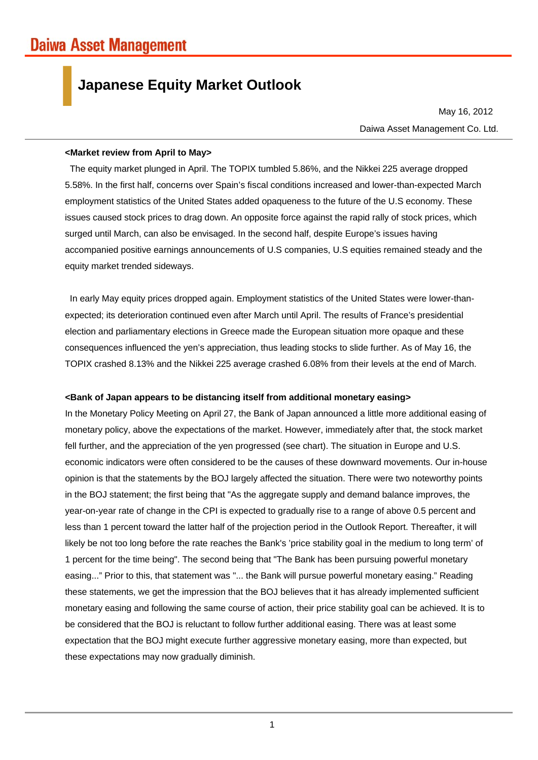Daiwa Asset Management

# Japanese Equity Market Outlook

May 16, 2012

Daiwa Asset Management Co. Ltd.

**<Market review from April to May>**

The equity market plunged in April. The TOPIX tumbled 5.86%, and the Nikkei 225 average dropped 5.58%. In the first half, concerns over Spain's fiscal conditions increased and lower-than-expected March employment statistics of the United States added opaqueness to the future of the U.S economy. These issues caused stock prices to drag down. An opposite force against the rapid rally of stock prices, which surged until March, can also be envisaged. In the second half, despite Europe's issues having accompanied positive earnings announcements of U.S companies, U.S equities remained steady and the equity market trended sideways.

In early May equity prices dropped again. Employment statistics of the United States were lower-than-expected; its deterioration continued even after March until April. The results of France's presidential election and parliamentary elections in Greece made the European situation more opaque and these consequences influenced the yen's appreciation, thus leading stocks to slide further. As of May 16, the TOPIX crashed 8.13% and the Nikkei 225 average crashed 6.08% from their levels at the end of March.

**<Bank of Japan appears to be distancing itself from additional monetary easing>**

In the Monetary Policy Meeting on April 27, the Bank of Japan announced a little more additional easing of monetary policy, above the expectations of the market. However, immediately after that, the stock market fell further, and the appreciation of the yen progressed (see chart). The situation in Europe and U.S. economic indicators were often considered to be the causes of these downward movements. Our in-house opinion is that the statements by the BOJ largely affected the situation. There were two noteworthy points in the BOJ statement; the first being that "As the aggregate supply and demand balance improves, the year-on-year rate of change in the CPI is expected to gradually rise to a range of above 0.5 percent and less than 1 percent toward the latter half of the projection period in the Outlook Report. Thereafter, it will likely be not too long before the rate reaches the Bank's 'price stability goal in the medium to long term' of 1 percent for the time being". The second being that "The Bank has been pursuing powerful monetary easing..." Prior to this, that statement was "... the Bank will pursue powerful monetary easing." Reading these statements, we get the impression that the BOJ believes that it has already implemented sufficient monetary easing and following the same course of action, their price stability goal can be achieved. It is to be considered that the BOJ is reluctant to follow further additional easing. There was at least some expectation that the BOJ might execute further aggressive monetary easing, more than expected, but these expectations may now gradually diminish.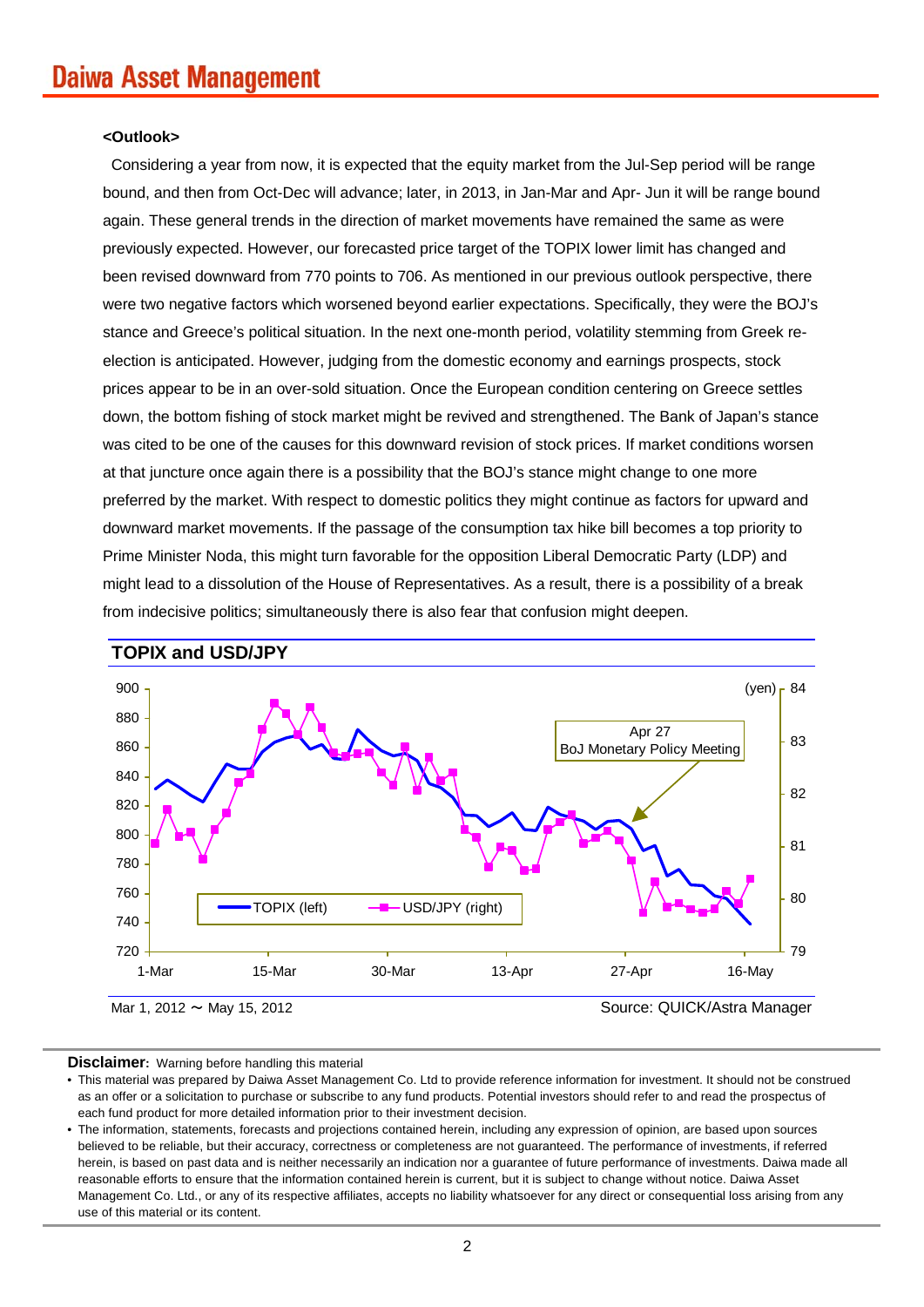**<Outlook>**

Considering a year from now, it is expected that the equity market from the Jul-Sep period will be range bound, and then from Oct-Dec will advance; later, in 2013, in Jan-Mar and Apr- Jun it will be range bound again. These general trends in the direction of market movements have remained the same as were previously expected. However, our forecasted price target of the TOPIX lower limit has changed and been revised downward from 770 points to 706. As mentioned in our previous outlook perspective, there were two negative factors which worsened beyond earlier expectations. Specifically, they were the BOJ's stance and Greece's political situation. In the next one-month period, volatility stemming from Greek re-election is anticipated. However, judging from the domestic economy and earnings prospects, stock prices appear to be in an over-sold situation. Once the European condition centering on Greece settles down, the bottom fishing of stock market might be revived and strengthened. The Bank of Japan's stance was cited to be one of the causes for this downward revision of stock prices. If market conditions worsen at that juncture once again there is a possibility that the BOJ's stance might change to one more preferred by the market. With respect to domestic politics they might continue as factors for upward and downward market movements. If the passage of the consumption tax hike bill becomes a top priority to Prime Minister Noda, this might turn favorable for the opposition Liberal Democratic Party (LDP) and might lead to a dissolution of the House of Representatives. As a result, there is a possibility of a break from indecisive politics; simultaneously there is also fear that confusion might deepen.

## TOPIX and USD/JPY

900
880
860
840
820
800
780
760
740
720

(yen)
84
83
82
81
80
79

Apr 27
BoJ Monetary Policy Meeting

TOPIX (left)
USD/JPY (right)

1-Mar
15-Mar
30-Mar
13-Apr
27-Apr
16-May

Mar 1, 2012 ～ May 15, 2012

Source: QUICK/Astra Manager

**Disclaimer:** Warning before handling this material

- This material was prepared by Daiwa Asset Management Co. Ltd to provide reference information for investment. It should not be construed as an offer or a solicitation to purchase or subscribe to any fund products. Potential investors should refer to and read the prospectus of each fund product for more detailed information prior to their investment decision.
- The information, statements, forecasts and projections contained herein, including any expression of opinion, are based upon sources believed to be reliable, but their accuracy, correctness or completeness are not guaranteed. The performance of investments, if referred herein, is based on past data and is neither necessarily an indication nor a guarantee of future performance of investments. Daiwa made all reasonable efforts to ensure that the information contained herein is current, but it is subject to change without notice. Daiwa Asset Management Co. Ltd., or any of its respective affiliates, accepts no liability whatsoever for any direct or consequential loss arising from any use of this material or its content.